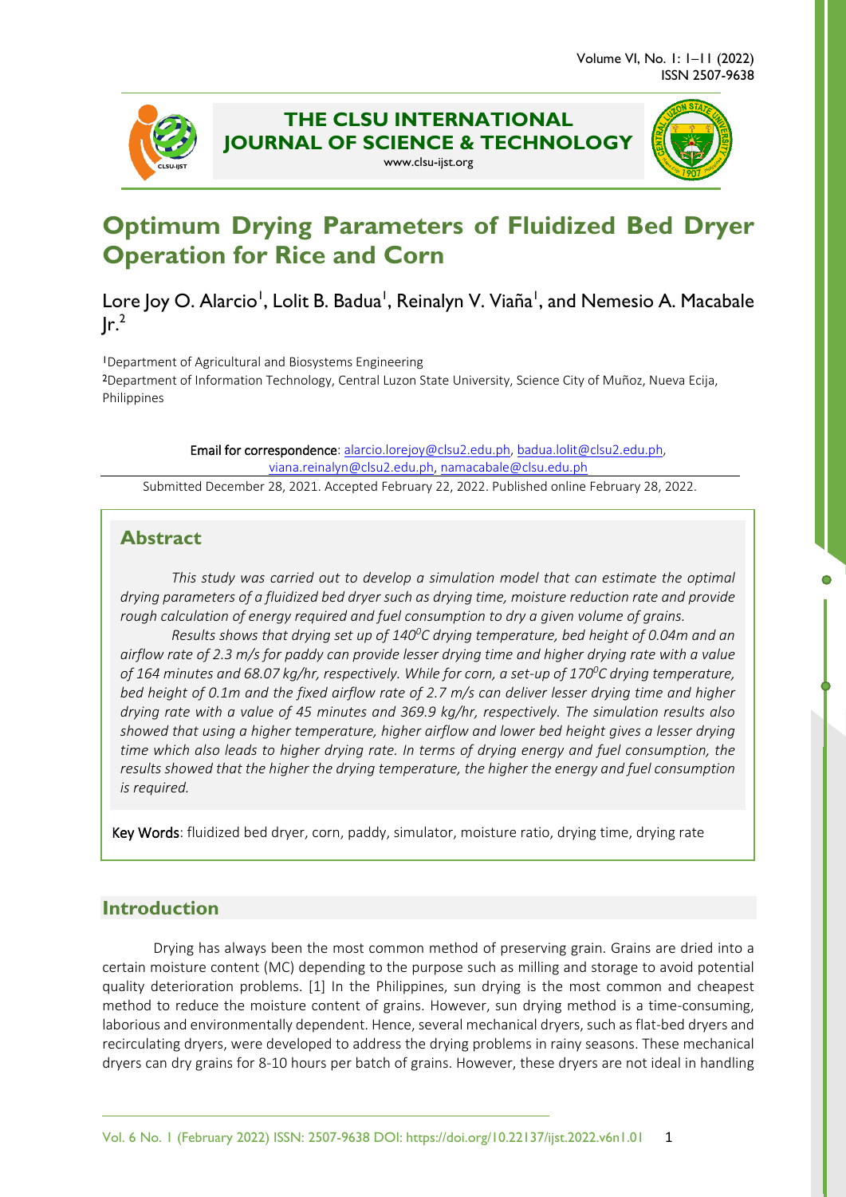# Optimum Drying Parameters of Fluidized Bed Dryer Operation for Rice and Corn

Lore Joy O. Alarcio[1], Lolit B. Badua[1], Reinalyn V. Viaña[1], and Nemesio A. Macabale Jr.[2]

[1]Department of Agricultural and Biosystems Engineering
[2]Department of Information Technology, Central Luzon State University, Science City of Muñoz, Nueva Ecija, Philippines

**Email for correspondence**: alarcio.lorejoy@clsu2.edu.ph, badua.lolit@clsu2.edu.ph, viana.reinalyn@clsu2.edu.ph, namacabale@clsu.edu.ph

Submitted December 28, 2021. Accepted February 22, 2022. Published online February 28, 2022.

## Abstract

*This study was carried out to develop a simulation model that can estimate the optimal drying parameters of a fluidized bed dryer such as drying time, moisture reduction rate and provide rough calculation of energy required and fuel consumption to dry a given volume of grains.*

*Results shows that drying set up of 140$^0$C drying temperature, bed height of 0.04m and an airflow rate of 2.3 m/s for paddy can provide lesser drying time and higher drying rate with a value of 164 minutes and 68.07 kg/hr, respectively. While for corn, a set-up of 170$^0$C drying temperature, bed height of 0.1m and the fixed airflow rate of 2.7 m/s can deliver lesser drying time and higher drying rate with a value of 45 minutes and 369.9 kg/hr, respectively. The simulation results also showed that using a higher temperature, higher airflow and lower bed height gives a lesser drying time which also leads to higher drying rate. In terms of drying energy and fuel consumption, the results showed that the higher the drying temperature, the higher the energy and fuel consumption is required.*

**Key Words**: fluidized bed dryer, corn, paddy, simulator, moisture ratio, drying time, drying rate

## Introduction

Drying has always been the most common method of preserving grain. Grains are dried into a certain moisture content (MC) depending to the purpose such as milling and storage to avoid potential quality deterioration problems. [1] In the Philippines, sun drying is the most common and cheapest method to reduce the moisture content of grains. However, sun drying method is a time-consuming, laborious and environmentally dependent. Hence, several mechanical dryers, such as flat-bed dryers and recirculating dryers, were developed to address the drying problems in rainy seasons. These mechanical dryers can dry grains for 8-10 hours per batch of grains. However, these dryers are not ideal in handling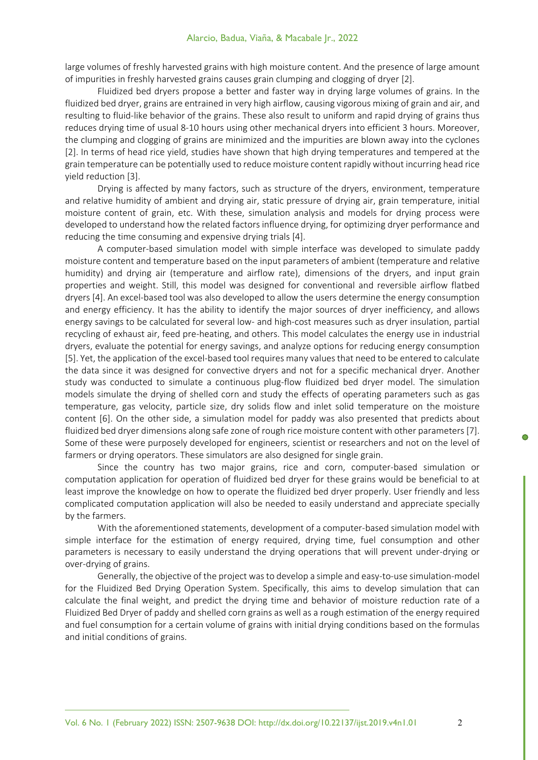large volumes of freshly harvested grains with high moisture content. And the presence of large amount of impurities in freshly harvested grains causes grain clumping and clogging of dryer [2].

Fluidized bed dryers propose a better and faster way in drying large volumes of grains. In the fluidized bed dryer, grains are entrained in very high airflow, causing vigorous mixing of grain and air, and resulting to fluid-like behavior of the grains. These also result to uniform and rapid drying of grains thus reduces drying time of usual 8-10 hours using other mechanical dryers into efficient 3 hours. Moreover, the clumping and clogging of grains are minimized and the impurities are blown away into the cyclones [2]. In terms of head rice yield, studies have shown that high drying temperatures and tempered at the grain temperature can be potentially used to reduce moisture content rapidly without incurring head rice yield reduction [3].

Drying is affected by many factors, such as structure of the dryers, environment, temperature and relative humidity of ambient and drying air, static pressure of drying air, grain temperature, initial moisture content of grain, etc. With these, simulation analysis and models for drying process were developed to understand how the related factors influence drying, for optimizing dryer performance and reducing the time consuming and expensive drying trials [4].

A computer-based simulation model with simple interface was developed to simulate paddy moisture content and temperature based on the input parameters of ambient (temperature and relative humidity) and drying air (temperature and airflow rate), dimensions of the dryers, and input grain properties and weight. Still, this model was designed for conventional and reversible airflow flatbed dryers [4]. An excel-based tool was also developed to allow the users determine the energy consumption and energy efficiency. It has the ability to identify the major sources of dryer inefficiency, and allows energy savings to be calculated for several low- and high-cost measures such as dryer insulation, partial recycling of exhaust air, feed pre-heating, and others. This model calculates the energy use in industrial dryers, evaluate the potential for energy savings, and analyze options for reducing energy consumption [5]. Yet, the application of the excel-based tool requires many values that need to be entered to calculate the data since it was designed for convective dryers and not for a specific mechanical dryer. Another study was conducted to simulate a continuous plug-flow fluidized bed dryer model. The simulation models simulate the drying of shelled corn and study the effects of operating parameters such as gas temperature, gas velocity, particle size, dry solids flow and inlet solid temperature on the moisture content [6]. On the other side, a simulation model for paddy was also presented that predicts about fluidized bed dryer dimensions along safe zone of rough rice moisture content with other parameters [7]. Some of these were purposely developed for engineers, scientist or researchers and not on the level of farmers or drying operators. These simulators are also designed for single grain.

Since the country has two major grains, rice and corn, computer-based simulation or computation application for operation of fluidized bed dryer for these grains would be beneficial to at least improve the knowledge on how to operate the fluidized bed dryer properly. User friendly and less complicated computation application will also be needed to easily understand and appreciate specially by the farmers.

With the aforementioned statements, development of a computer-based simulation model with simple interface for the estimation of energy required, drying time, fuel consumption and other parameters is necessary to easily understand the drying operations that will prevent under-drying or over-drying of grains.

Generally, the objective of the project was to develop a simple and easy-to-use simulation-model for the Fluidized Bed Drying Operation System. Specifically, this aims to develop simulation that can calculate the final weight, and predict the drying time and behavior of moisture reduction rate of a Fluidized Bed Dryer of paddy and shelled corn grains as well as a rough estimation of the energy required and fuel consumption for a certain volume of grains with initial drying conditions based on the formulas and initial conditions of grains.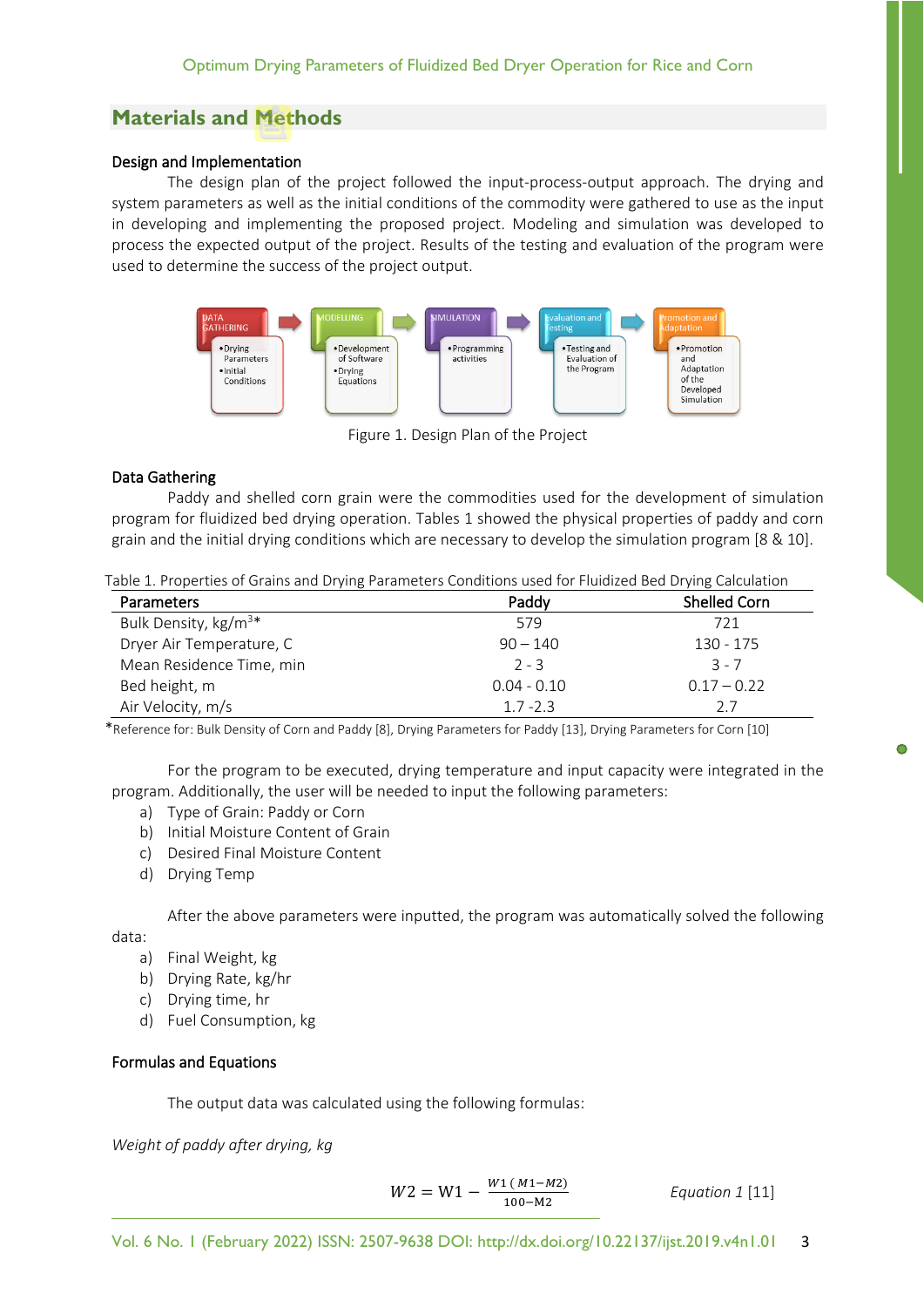## Materials and Methods

### Design and Implementation

The design plan of the project followed the input-process-output approach. The drying and system parameters as well as the initial conditions of the commodity were gathered to use as the input in developing and implementing the proposed project. Modeling and simulation was developed to process the expected output of the project. Results of the testing and evaluation of the program were used to determine the success of the project output.

DATA GATHERING
•Drying Parameters
•Initial Conditions

MODELLING
•Development of Software
•Drying Equations

SIMULATION
•Programming activities

Evaluation and Testing
•Testing and Evaluation of the Program

Promotion and Adaptation
•Promotion and Adaptation of the Developed Simulation

Figure 1. Design Plan of the Project

### Data Gathering

Paddy and shelled corn grain were the commodities used for the development of simulation program for fluidized bed drying operation. Tables 1 showed the physical properties of paddy and corn grain and the initial drying conditions which are necessary to develop the simulation program [8 & 10].

Table 1. Properties of Grains and Drying Parameters Conditions used for Fluidized Bed Drying Calculation

| Parameters | Paddy | Shelled Corn |
|---|---|---|
| Bulk Density, kg/m$^3$* | 579 | 721 |
| Dryer Air Temperature, C | 90 – 140 | 130 - 175 |
| Mean Residence Time, min | 2 - 3 | 3 - 7 |
| Bed height, m | 0.04 - 0.10 | 0.17 – 0.22 |
| Air Velocity, m/s | 1.7 -2.3 | 2.7 |

*Reference for: Bulk Density of Corn and Paddy [8], Drying Parameters for Paddy [13], Drying Parameters for Corn [10]

For the program to be executed, drying temperature and input capacity were integrated in the program. Additionally, the user will be needed to input the following parameters:

a) Type of Grain: Paddy or Corn
b) Initial Moisture Content of Grain
c) Desired Final Moisture Content
d) Drying Temp

After the above parameters were inputted, the program was automatically solved the following data:

a) Final Weight, kg
b) Drying Rate, kg/hr
c) Drying time, hr
d) Fuel Consumption, kg

### Formulas and Equations

The output data was calculated using the following formulas:

*Weight of paddy after drying, kg*

$$W2 = \mathrm{W1} - \frac{W1\,(M1 - M2)}{100 - \mathrm{M2}} \qquad \textit{Equation 1}\ [11]$$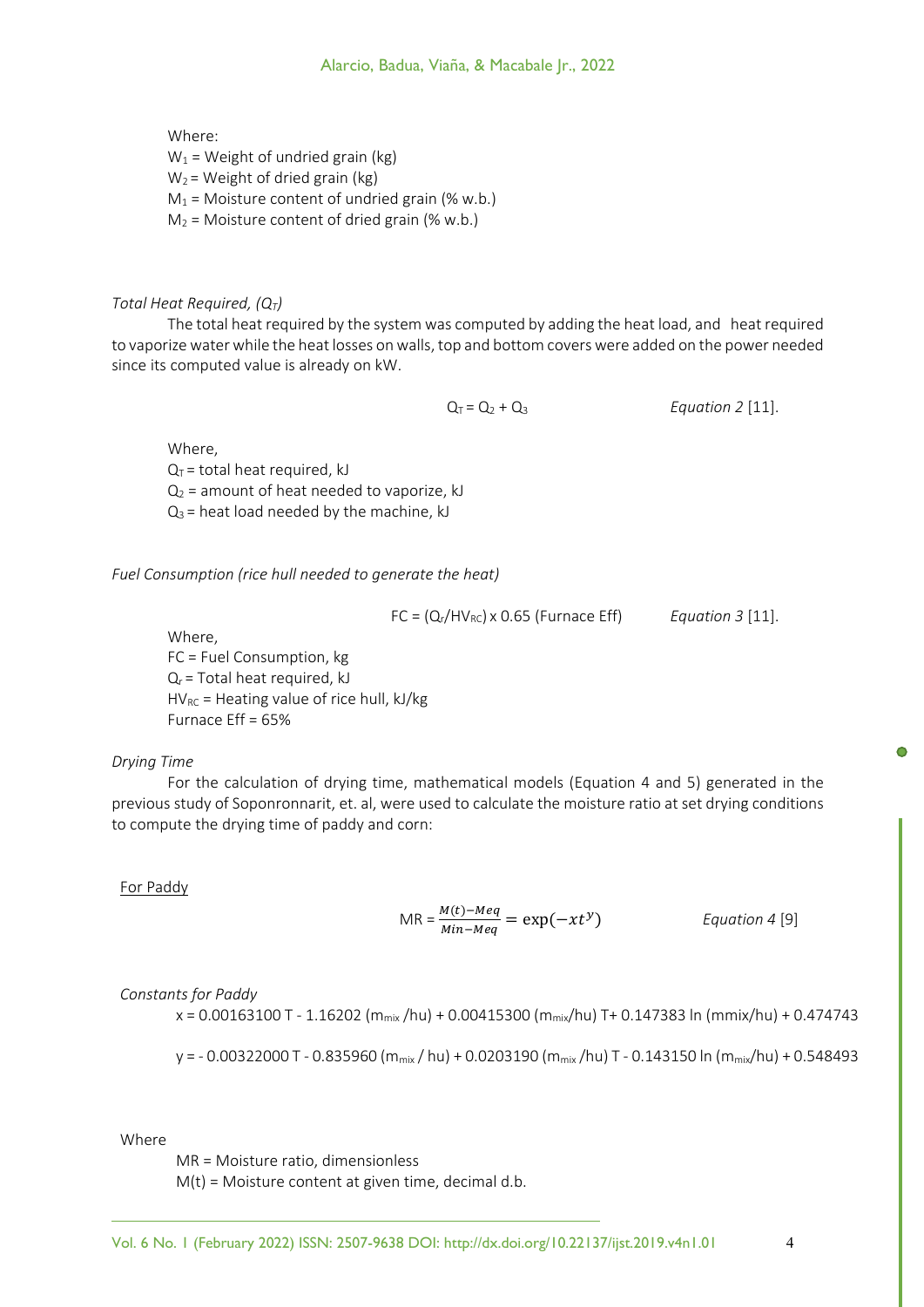Where:
$W_1$ = Weight of undried grain (kg)
$W_2$ = Weight of dried grain (kg)
$M_1$ = Moisture content of undried grain (% w.b.)
$M_2$ = Moisture content of dried grain (% w.b.)

*Total Heat Required, ($Q_T$)*

The total heat required by the system was computed by adding the heat load, and heat required to vaporize water while the heat losses on walls, top and bottom covers were added on the power needed since its computed value is already on kW.

$$Q_T = Q_2 + Q_3 \qquad \textit{Equation 2 } [11].$$

Where,
$Q_T$ = total heat required, kJ
$Q_2$ = amount of heat needed to vaporize, kJ
$Q_3$ = heat load needed by the machine, kJ

*Fuel Consumption (rice hull needed to generate the heat)*

$$FC = (Q_r/HV_{RC}) \times 0.65 \text{ (Furnace Eff)} \qquad \textit{Equation 3 } [11].$$

Where,
FC = Fuel Consumption, kg
$Q_r$ = Total heat required, kJ
$HV_{RC}$ = Heating value of rice hull, kJ/kg
Furnace Eff = 65%

*Drying Time*

For the calculation of drying time, mathematical models (Equation 4 and 5) generated in the previous study of Soponronnarit, et. al, were used to calculate the moisture ratio at set drying conditions to compute the drying time of paddy and corn:

<u>For Paddy</u>

$$MR = \frac{M(t) - Meq}{Min - Meq} = \exp(-xt^y) \qquad \textit{Equation 4 } [9]$$

*Constants for Paddy*

$$x = 0.00163100\,T - 1.16202\,(m_{mix}/hu) + 0.00415300\,(m_{mix}/hu)\,T + 0.147383\,\ln(mmix/hu) + 0.474743$$

$$y = -\,0.00322000\,T - 0.835960\,(m_{mix}/hu) + 0.0203190\,(m_{mix}/hu)\,T - 0.143150\,\ln(m_{mix}/hu) + 0.548493$$

Where
MR = Moisture ratio, dimensionless
M(t) = Moisture content at given time, decimal d.b.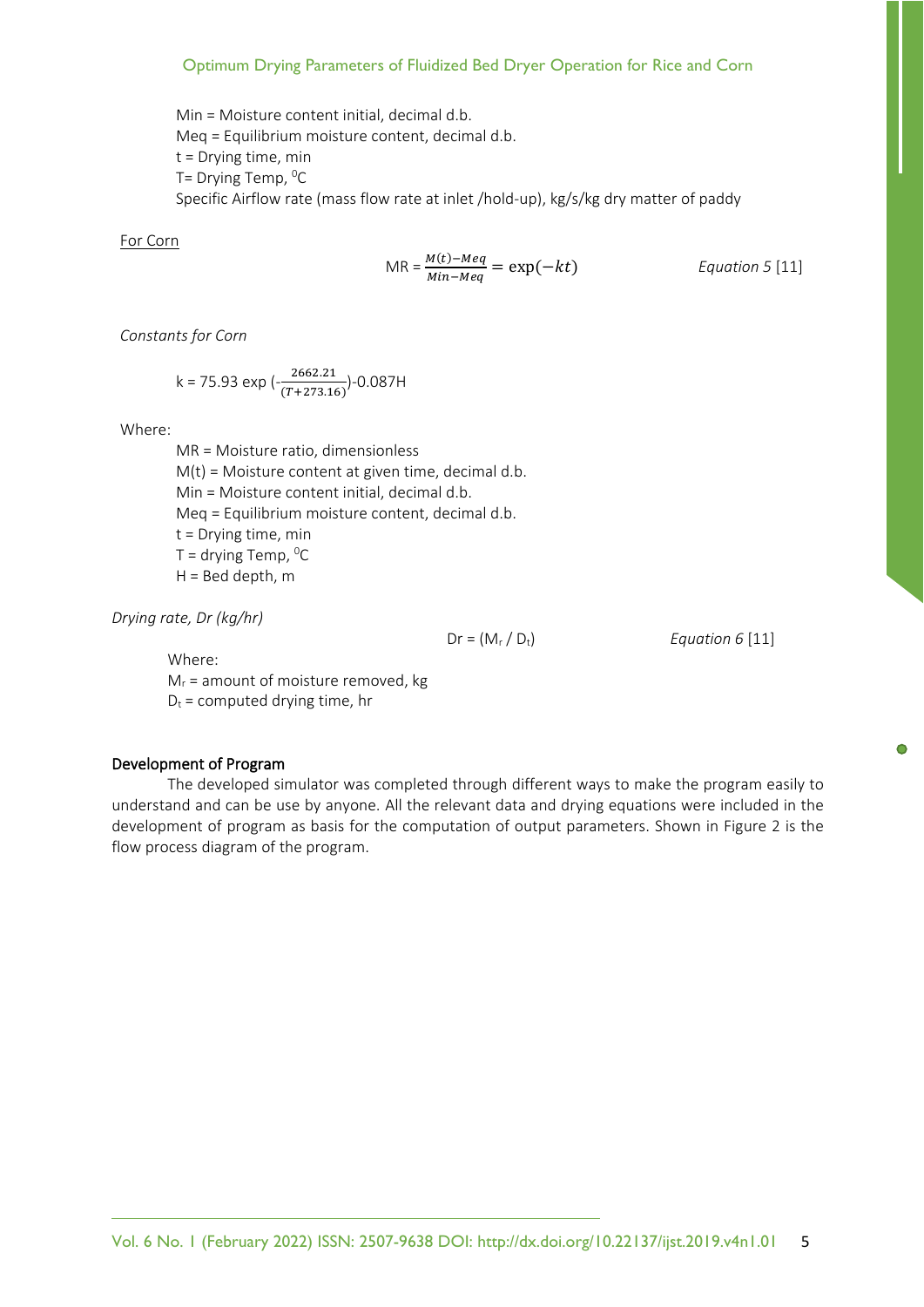Min = Moisture content initial, decimal d.b.
Meq = Equilibrium moisture content, decimal d.b.
t = Drying time, min
T= Drying Temp, $^{0}C$
Specific Airflow rate (mass flow rate at inlet /hold-up), kg/s/kg dry matter of paddy

<u>For Corn</u>

$$MR = \frac{M(t) - Meq}{Min - Meq} = \exp(-kt) \qquad \textit{Equation 5 [11]}$$

*Constants for Corn*

$$k = 75.93 \exp\left(-\frac{2662.21}{(T + 273.16)}\right) - 0.087H$$

Where:

MR = Moisture ratio, dimensionless
M(t) = Moisture content at given time, decimal d.b.
Min = Moisture content initial, decimal d.b.
Meq = Equilibrium moisture content, decimal d.b.
t = Drying time, min
T = drying Temp, $^{0}C$
H = Bed depth, m

*Drying rate, Dr (kg/hr)*

$$Dr = (M_r / D_t) \qquad \textit{Equation 6 [11]}$$

Where:
$M_r$ = amount of moisture removed, kg
$D_t$ = computed drying time, hr

## Development of Program

The developed simulator was completed through different ways to make the program easily to understand and can be use by anyone. All the relevant data and drying equations were included in the development of program as basis for the computation of output parameters. Shown in Figure 2 is the flow process diagram of the program.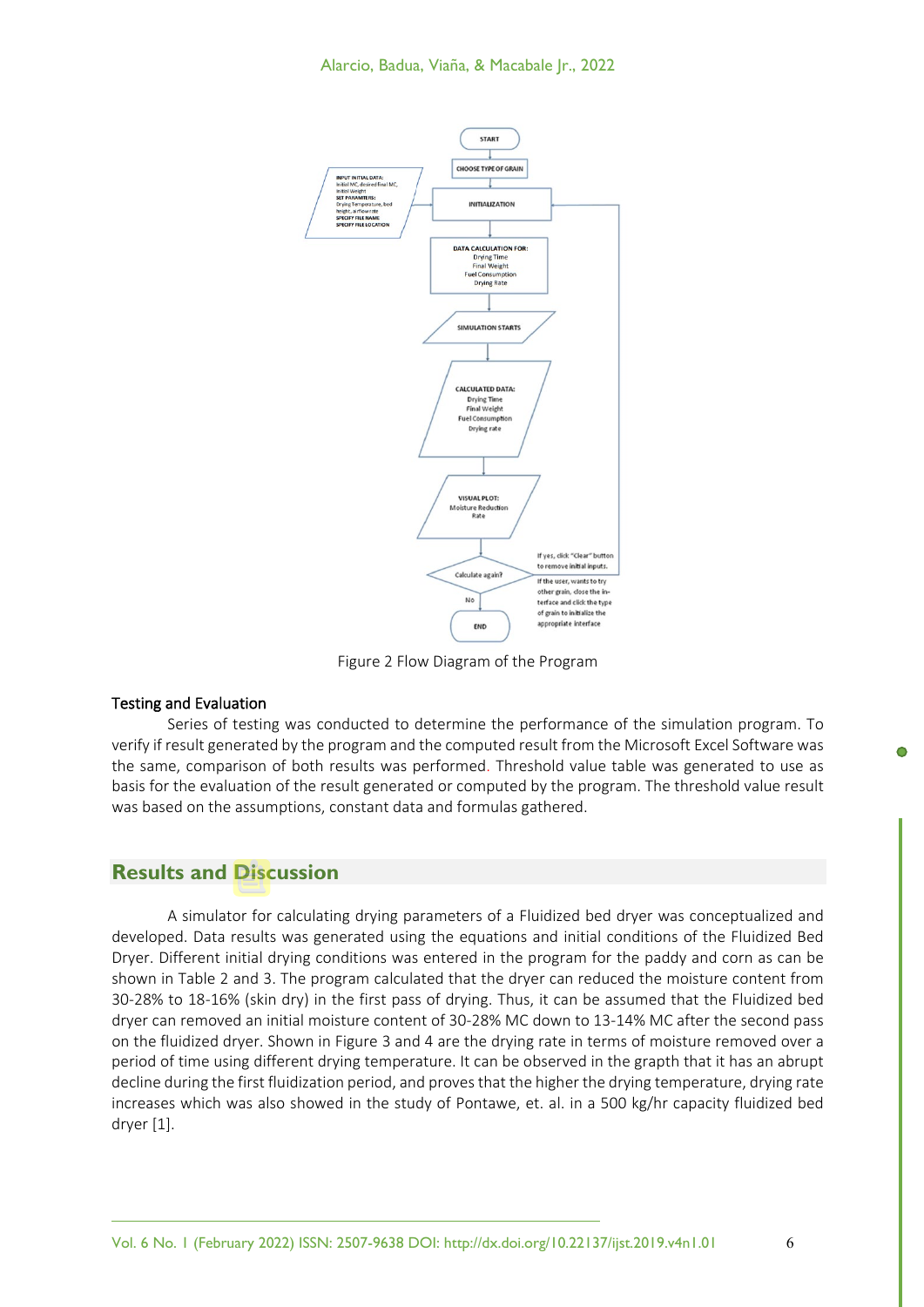START

CHOOSE TYPE OF GRAIN

INPUT INITIAL DATA:
Initial MC, desired final MC,
Initial Weight
SET PARAMETERS:
Drying Temperature, bed
height, airflow rate
SPECIFY FILE NAME
SPECIFY FILE LOCATION

INITIALIZATION

DATA CALCULATION FOR:
Drying Time
Final Weight
Fuel Consumption
Drying Rate

SIMULATION STARTS

CALCULATED DATA:
Drying Time
Final Weight
Fuel Consumption
Drying rate

VISUAL PLOT:
Moisture Reduction
Rate

Calculate again?

If yes, click "Clear" button to remove initial inputs.

If the user, wants to try other grain, close the interface and click the type of grain to initialize the appropriate interface

No

END

Figure 2 Flow Diagram of the Program

### Testing and Evaluation

Series of testing was conducted to determine the performance of the simulation program. To verify if result generated by the program and the computed result from the Microsoft Excel Software was the same, comparison of both results was performed. Threshold value table was generated to use as basis for the evaluation of the result generated or computed by the program. The threshold value result was based on the assumptions, constant data and formulas gathered.

## Results and Discussion

A simulator for calculating drying parameters of a Fluidized bed dryer was conceptualized and developed. Data results was generated using the equations and initial conditions of the Fluidized Bed Dryer. Different initial drying conditions was entered in the program for the paddy and corn as can be shown in Table 2 and 3. The program calculated that the dryer can reduced the moisture content from 30-28% to 18-16% (skin dry) in the first pass of drying. Thus, it can be assumed that the Fluidized bed dryer can removed an initial moisture content of 30-28% MC down to 13-14% MC after the second pass on the fluidized dryer. Shown in Figure 3 and 4 are the drying rate in terms of moisture removed over a period of time using different drying temperature. It can be observed in the graph that it has an abrupt decline during the first fluidization period, and proves that the higher the drying temperature, drying rate increases which was also showed in the study of Pontawe, et. al. in a 500 kg/hr capacity fluidized bed dryer [1].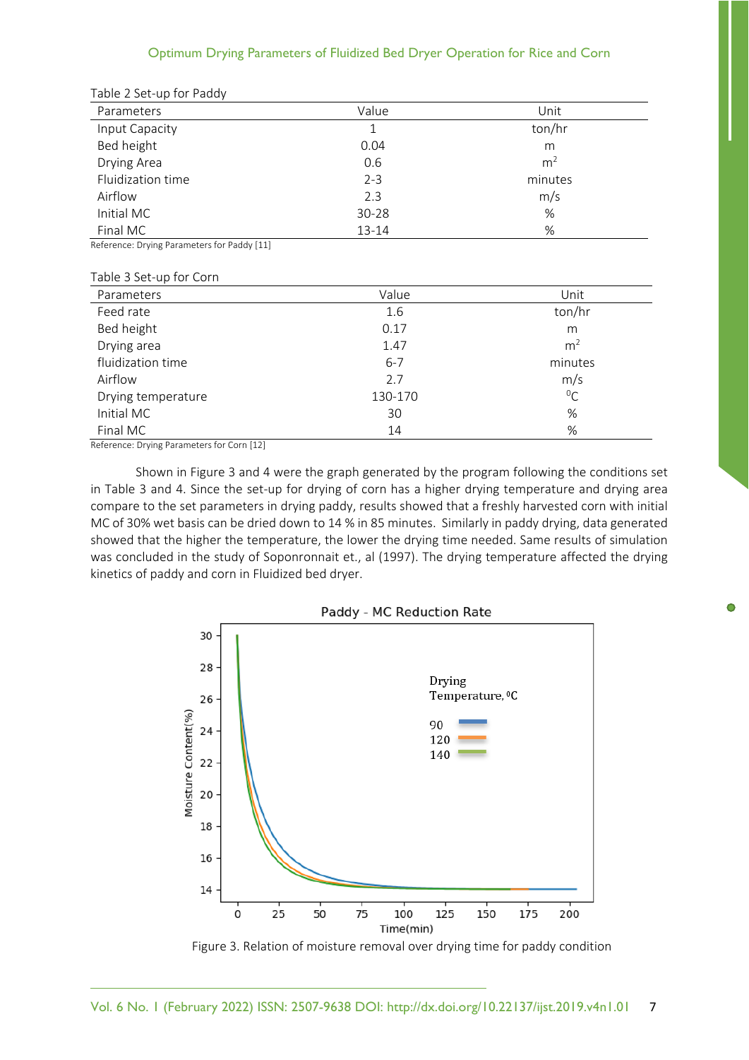Table 2 Set-up for Paddy

| Parameters | Value | Unit |
|---|---|---|
| Input Capacity | 1 | ton/hr |
| Bed height | 0.04 | m |
| Drying Area | 0.6 | $m^2$ |
| Fluidization time | 2-3 | minutes |
| Airflow | 2.3 | m/s |
| Initial MC | 30-28 | % |
| Final MC | 13-14 | % |

Reference: Drying Parameters for Paddy [11]

Table 3 Set-up for Corn

| Parameters | Value | Unit |
|---|---|---|
| Feed rate | 1.6 | ton/hr |
| Bed height | 0.17 | m |
| Drying area | 1.47 | $m^2$ |
| fluidization time | 6-7 | minutes |
| Airflow | 2.7 | m/s |
| Drying temperature | 130-170 | $^0C$ |
| Initial MC | 30 | % |
| Final MC | 14 | % |

Reference: Drying Parameters for Corn [12]

Shown in Figure 3 and 4 were the graph generated by the program following the conditions set in Table 3 and 4. Since the set-up for drying of corn has a higher drying temperature and drying area compare to the set parameters in drying paddy, results showed that a freshly harvested corn with initial MC of 30% wet basis can be dried down to 14 % in 85 minutes. Similarly in paddy drying, data generated showed that the higher the temperature, the lower the drying time needed. Same results of simulation was concluded in the study of Soponronnait et., al (1997). The drying temperature affected the drying kinetics of paddy and corn in Fluidized bed dryer.

Figure 3. Relation of moisture removal over drying time for paddy condition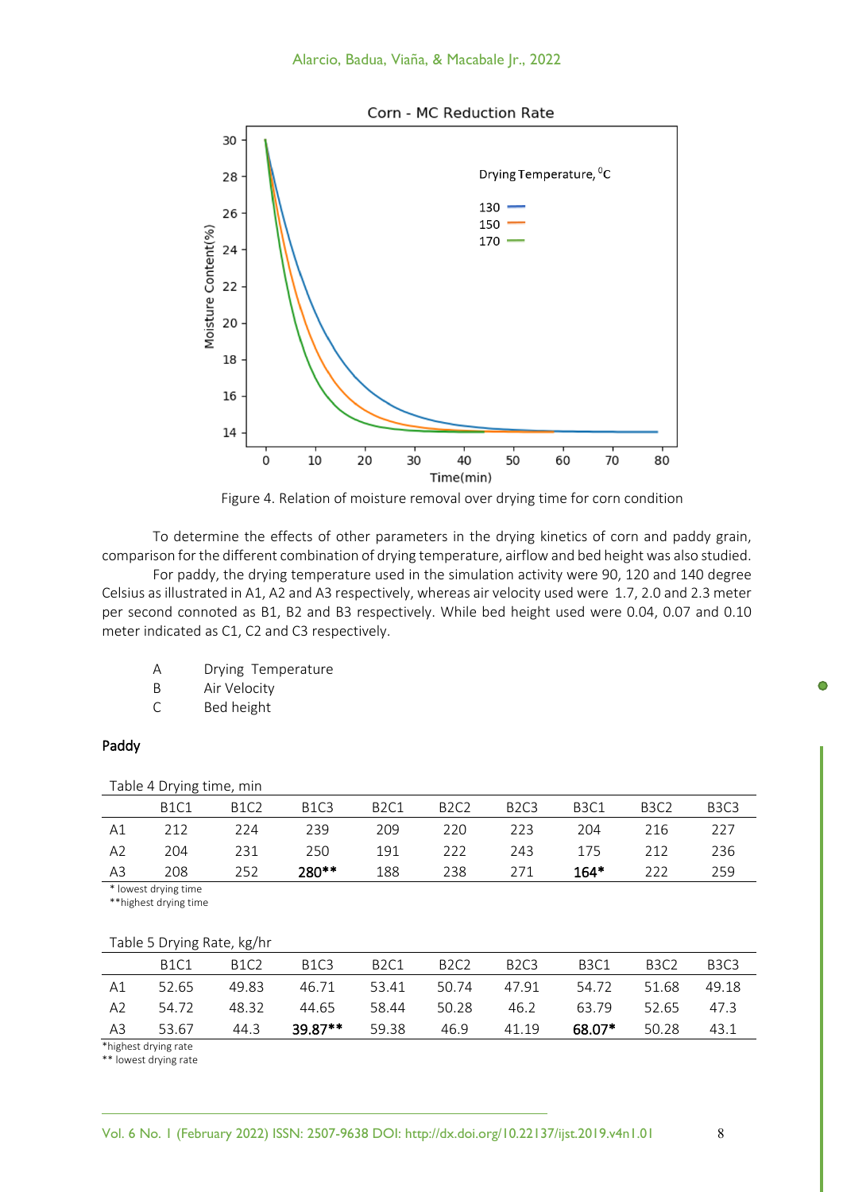Corn - MC Reduction Rate

Drying Temperature, °C

130
150
170

Moisture Content(%)

30
28
26
24
22
20
18
16
14

0 10 20 30 40 50 60 70 80

Time(min)

Figure 4. Relation of moisture removal over drying time for corn condition

To determine the effects of other parameters in the drying kinetics of corn and paddy grain, comparison for the different combination of drying temperature, airflow and bed height was also studied.

For paddy, the drying temperature used in the simulation activity were 90, 120 and 140 degree Celsius as illustrated in A1, A2 and A3 respectively, whereas air velocity used were 1.7, 2.0 and 2.3 meter per second connoted as B1, B2 and B3 respectively. While bed height used were 0.04, 0.07 and 0.10 meter indicated as C1, C2 and C3 respectively.

| | |
|---|---|
| A | Drying Temperature |
| B | Air Velocity |
| C | Bed height |

### Paddy

Table 4 Drying time, min

| | B1C1 | B1C2 | B1C3 | B2C1 | B2C2 | B2C3 | B3C1 | B3C2 | B3C3 |
|---|---|---|---|---|---|---|---|---|---|
| A1 | 212 | 224 | 239 | 209 | 220 | 223 | 204 | 216 | 227 |
| A2 | 204 | 231 | 250 | 191 | 222 | 243 | 175 | 212 | 236 |
| A3 | 208 | 252 | **280**** | 188 | 238 | 271 | **164*** | 222 | 259 |

\* lowest drying time
**highest drying time

Table 5 Drying Rate, kg/hr

| | B1C1 | B1C2 | B1C3 | B2C1 | B2C2 | B2C3 | B3C1 | B3C2 | B3C3 |
|---|---|---|---|---|---|---|---|---|---|
| A1 | 52.65 | 49.83 | 46.71 | 53.41 | 50.74 | 47.91 | 54.72 | 51.68 | 49.18 |
| A2 | 54.72 | 48.32 | 44.65 | 58.44 | 50.28 | 46.2 | 63.79 | 52.65 | 47.3 |
| A3 | 53.67 | 44.3 | **39.87**** | 59.38 | 46.9 | 41.19 | **68.07*** | 50.28 | 43.1 |

*highest drying rate
** lowest drying rate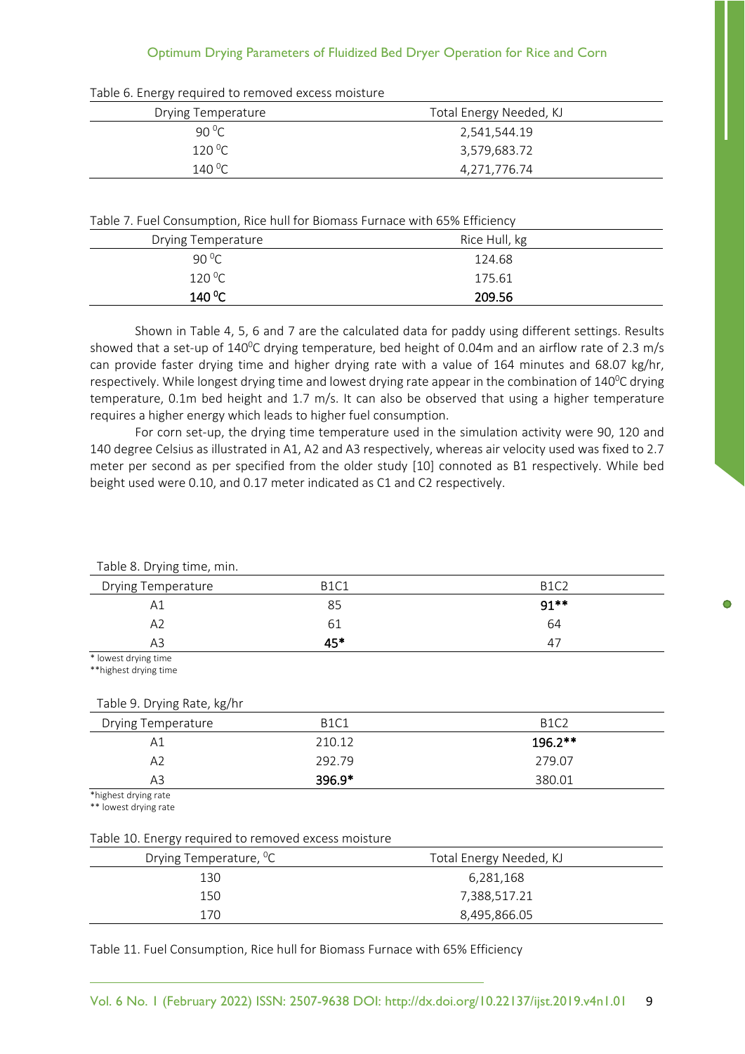Table 6. Energy required to removed excess moisture

| Drying Temperature | Total Energy Needed, KJ |
|---|---|
| 90 $^0$C | 2,541,544.19 |
| 120 $^0$C | 3,579,683.72 |
| 140 $^0$C | 4,271,776.74 |

Table 7. Fuel Consumption, Rice hull for Biomass Furnace with 65% Efficiency

| Drying Temperature | Rice Hull, kg |
|---|---|
| 90 $^0$C | 124.68 |
| 120 $^0$C | 175.61 |
| **140 $^0$C** | **209.56** |

Shown in Table 4, 5, 6 and 7 are the calculated data for paddy using different settings. Results showed that a set-up of 140$^0$C drying temperature, bed height of 0.04m and an airflow rate of 2.3 m/s can provide faster drying time and higher drying rate with a value of 164 minutes and 68.07 kg/hr, respectively. While longest drying time and lowest drying rate appear in the combination of 140$^0$C drying temperature, 0.1m bed height and 1.7 m/s. It can also be observed that using a higher temperature requires a higher energy which leads to higher fuel consumption.

For corn set-up, the drying time temperature used in the simulation activity were 90, 120 and 140 degree Celsius as illustrated in A1, A2 and A3 respectively, whereas air velocity used was fixed to 2.7 meter per second as per specified from the older study [10] connoted as B1 respectively. While bed beight used were 0.10, and 0.17 meter indicated as C1 and C2 respectively.

Table 8. Drying time, min.

| Drying Temperature | B1C1 | B1C2 |
|---|---|---|
| A1 | 85 | **91**** |
| A2 | 61 | 64 |
| A3 | **45*** | 47 |

\* lowest drying time
**highest drying time

Table 9. Drying Rate, kg/hr

| Drying Temperature | B1C1 | B1C2 |
|---|---|---|
| A1 | 210.12 | **196.2**** |
| A2 | 292.79 | 279.07 |
| A3 | **396.9*** | 380.01 |

*highest drying rate
** lowest drying rate

Table 10. Energy required to removed excess moisture

| Drying Temperature, $^0$C | Total Energy Needed, KJ |
|---|---|
| 130 | 6,281,168 |
| 150 | 7,388,517.21 |
| 170 | 8,495,866.05 |

Table 11. Fuel Consumption, Rice hull for Biomass Furnace with 65% Efficiency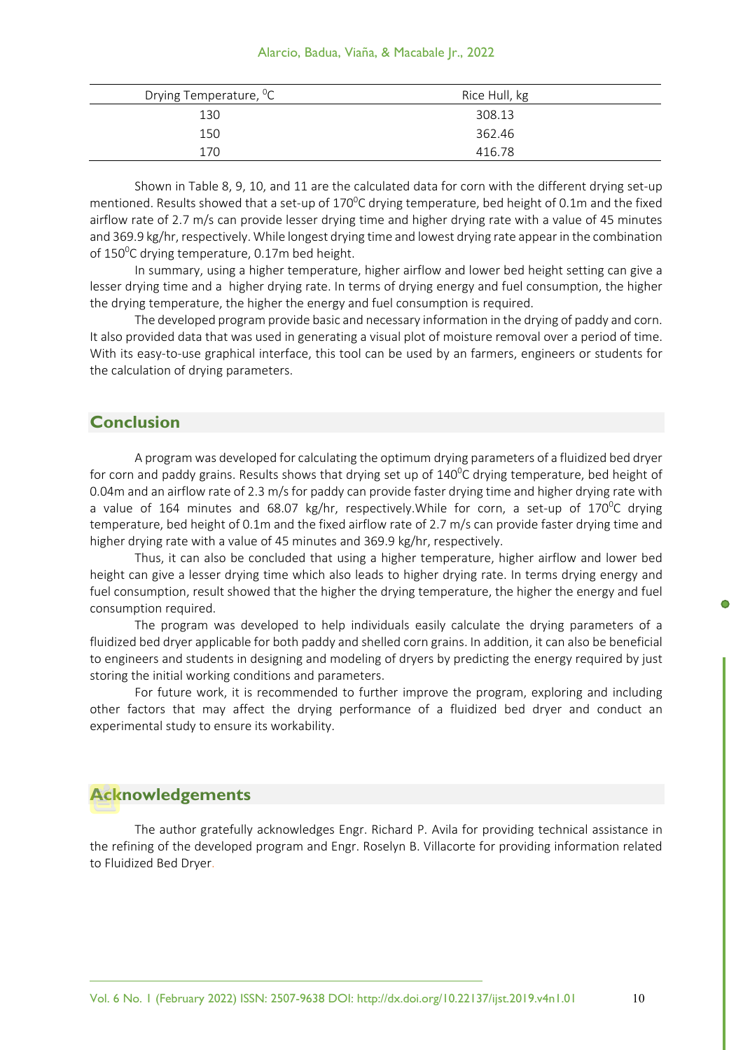| Drying Temperature, $^0C$ | Rice Hull, kg |
|---|---|
| 130 | 308.13 |
| 150 | 362.46 |
| 170 | 416.78 |

Shown in Table 8, 9, 10, and 11 are the calculated data for corn with the different drying set-up mentioned. Results showed that a set-up of $170^0C$ drying temperature, bed height of 0.1m and the fixed airflow rate of 2.7 m/s can provide lesser drying time and higher drying rate with a value of 45 minutes and 369.9 kg/hr, respectively. While longest drying time and lowest drying rate appear in the combination of $150^0C$ drying temperature, 0.17m bed height.

In summary, using a higher temperature, higher airflow and lower bed height setting can give a lesser drying time and a higher drying rate. In terms of drying energy and fuel consumption, the higher the drying temperature, the higher the energy and fuel consumption is required.

The developed program provide basic and necessary information in the drying of paddy and corn. It also provided data that was used in generating a visual plot of moisture removal over a period of time. With its easy-to-use graphical interface, this tool can be used by an farmers, engineers or students for the calculation of drying parameters.

## Conclusion

A program was developed for calculating the optimum drying parameters of a fluidized bed dryer for corn and paddy grains. Results shows that drying set up of $140^0C$ drying temperature, bed height of 0.04m and an airflow rate of 2.3 m/s for paddy can provide faster drying time and higher drying rate with a value of 164 minutes and 68.07 kg/hr, respectively.While for corn, a set-up of $170^0C$ drying temperature, bed height of 0.1m and the fixed airflow rate of 2.7 m/s can provide faster drying time and higher drying rate with a value of 45 minutes and 369.9 kg/hr, respectively.

Thus, it can also be concluded that using a higher temperature, higher airflow and lower bed height can give a lesser drying time which also leads to higher drying rate. In terms drying energy and fuel consumption, result showed that the higher the drying temperature, the higher the energy and fuel consumption required.

The program was developed to help individuals easily calculate the drying parameters of a fluidized bed dryer applicable for both paddy and shelled corn grains. In addition, it can also be beneficial to engineers and students in designing and modeling of dryers by predicting the energy required by just storing the initial working conditions and parameters.

For future work, it is recommended to further improve the program, exploring and including other factors that may affect the drying performance of a fluidized bed dryer and conduct an experimental study to ensure its workability.

## Acknowledgements

The author gratefully acknowledges Engr. Richard P. Avila for providing technical assistance in the refining of the developed program and Engr. Roselyn B. Villacorte for providing information related to Fluidized Bed Dryer.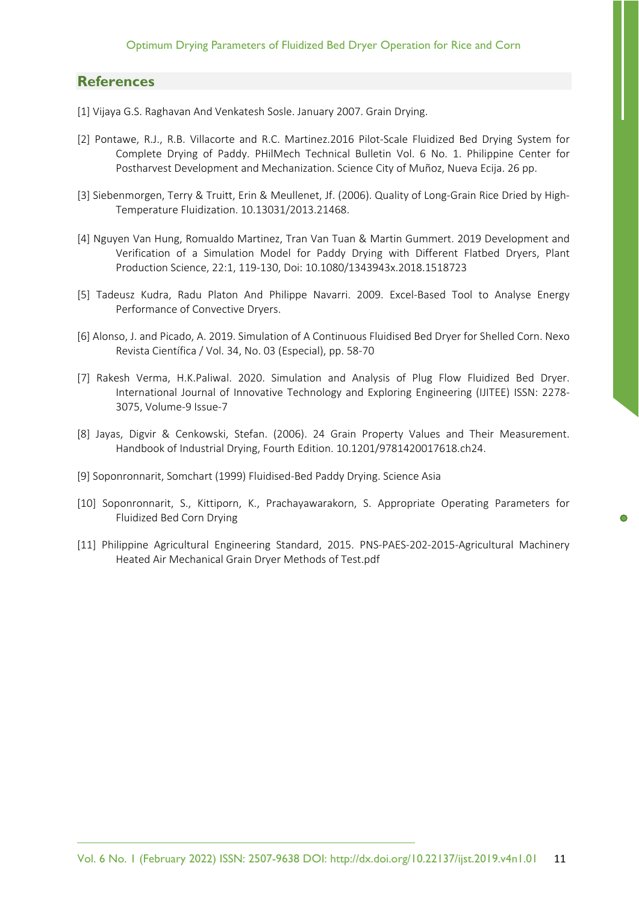## References

[1] Vijaya G.S. Raghavan And Venkatesh Sosle. January 2007. Grain Drying.

[2] Pontawe, R.J., R.B. Villacorte and R.C. Martinez.2016 Pilot-Scale Fluidized Bed Drying System for Complete Drying of Paddy. PHilMech Technical Bulletin Vol. 6 No. 1. Philippine Center for Postharvest Development and Mechanization. Science City of Muñoz, Nueva Ecija. 26 pp.

[3] Siebenmorgen, Terry & Truitt, Erin & Meullenet, Jf. (2006). Quality of Long-Grain Rice Dried by High-Temperature Fluidization. 10.13031/2013.21468.

[4] Nguyen Van Hung, Romualdo Martinez, Tran Van Tuan & Martin Gummert. 2019 Development and Verification of a Simulation Model for Paddy Drying with Different Flatbed Dryers, Plant Production Science, 22:1, 119-130, Doi: 10.1080/1343943x.2018.1518723

[5] Tadeusz Kudra, Radu Platon And Philippe Navarri. 2009. Excel-Based Tool to Analyse Energy Performance of Convective Dryers.

[6] Alonso, J. and Picado, A. 2019. Simulation of A Continuous Fluidised Bed Dryer for Shelled Corn. Nexo Revista Científica / Vol. 34, No. 03 (Especial), pp. 58-70

[7] Rakesh Verma, H.K.Paliwal. 2020. Simulation and Analysis of Plug Flow Fluidized Bed Dryer. International Journal of Innovative Technology and Exploring Engineering (IJITEE) ISSN: 2278-3075, Volume-9 Issue-7

[8] Jayas, Digvir & Cenkowski, Stefan. (2006). 24 Grain Property Values and Their Measurement. Handbook of Industrial Drying, Fourth Edition. 10.1201/9781420017618.ch24.

[9] Soponronnarit, Somchart (1999) Fluidised-Bed Paddy Drying. Science Asia

[10] Soponronnarit, S., Kittiporn, K., Prachayawarakorn, S. Appropriate Operating Parameters for Fluidized Bed Corn Drying

[11] Philippine Agricultural Engineering Standard, 2015. PNS-PAES-202-2015-Agricultural Machinery Heated Air Mechanical Grain Dryer Methods of Test.pdf